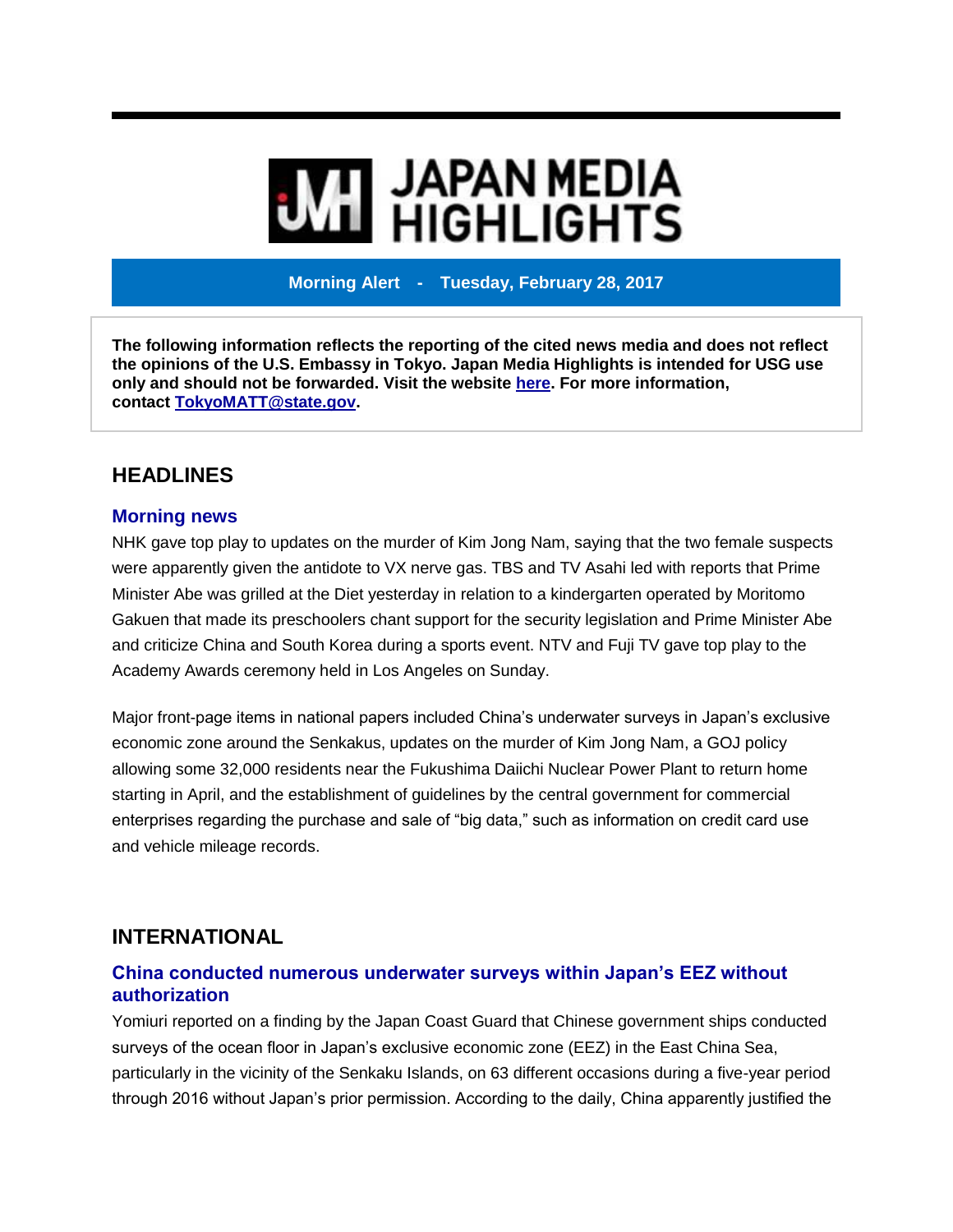# JAPAN MEDIA HIGHLIGHTS

**Morning Alert - Tuesday, February 28, 2017**

**The following information reflects the reporting of the cited news media and does not reflect the opinions of the U.S. Embassy in Tokyo. Japan Media Highlights is intended for USG use only and should not be forwarded. Visit the website here. For more information, contact TokyoMATT@state.gov.**

## HEADLINES

### Morning news

NHK gave top play to updates on the murder of Kim Jong Nam, saying that the two female suspects were apparently given the antidote to VX nerve gas. TBS and TV Asahi led with reports that Prime Minister Abe was grilled at the Diet yesterday in relation to a kindergarten operated by Moritomo Gakuen that made its preschoolers chant support for the security legislation and Prime Minister Abe and criticize China and South Korea during a sports event. NTV and Fuji TV gave top play to the Academy Awards ceremony held in Los Angeles on Sunday.

Major front-page items in national papers included China's underwater surveys in Japan's exclusive economic zone around the Senkakus, updates on the murder of Kim Jong Nam, a GOJ policy allowing some 32,000 residents near the Fukushima Daiichi Nuclear Power Plant to return home starting in April, and the establishment of guidelines by the central government for commercial enterprises regarding the purchase and sale of "big data," such as information on credit card use and vehicle mileage records.

## INTERNATIONAL

### China conducted numerous underwater surveys within Japan's EEZ without authorization

Yomiuri reported on a finding by the Japan Coast Guard that Chinese government ships conducted surveys of the ocean floor in Japan's exclusive economic zone (EEZ) in the East China Sea, particularly in the vicinity of the Senkaku Islands, on 63 different occasions during a five-year period through 2016 without Japan's prior permission. According to the daily, China apparently justified the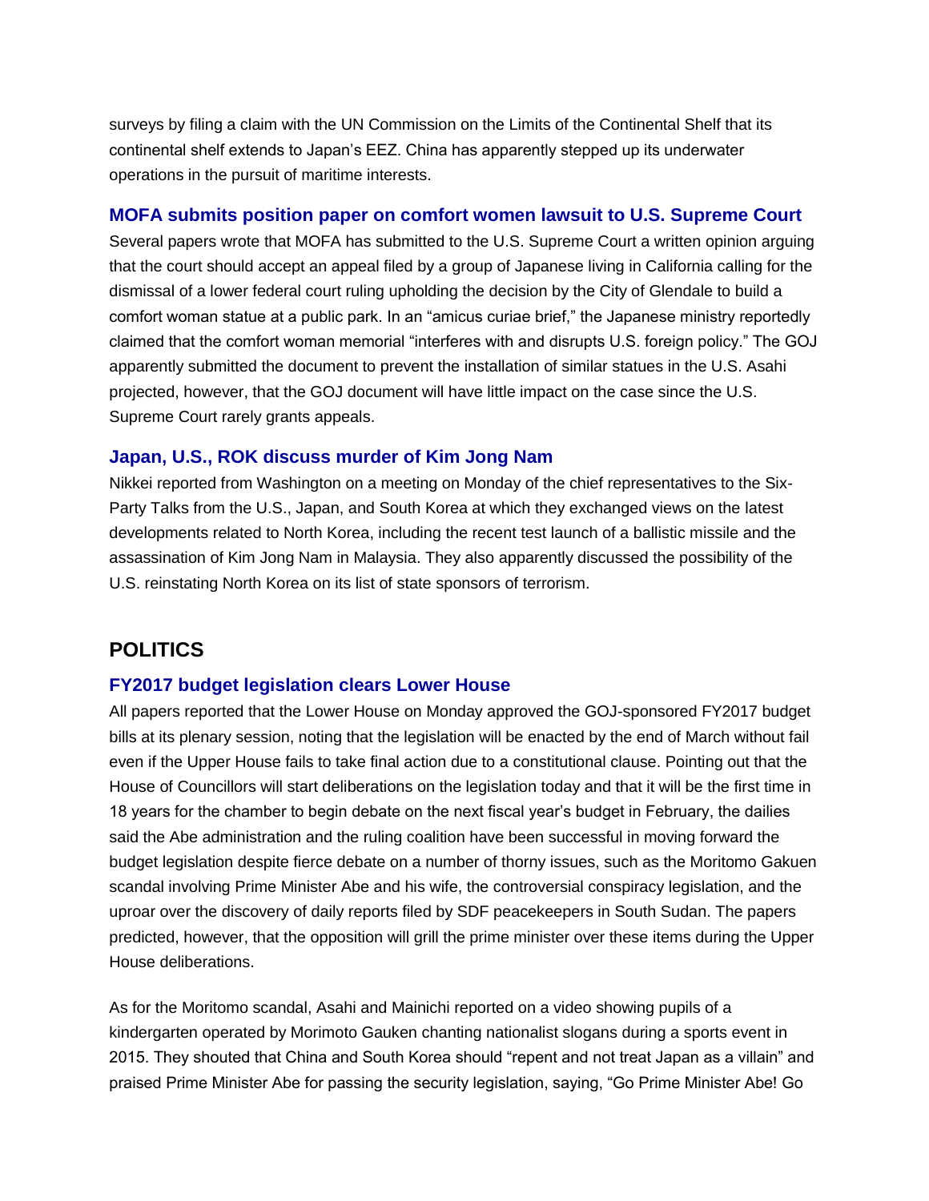surveys by filing a claim with the UN Commission on the Limits of the Continental Shelf that its continental shelf extends to Japan's EEZ. China has apparently stepped up its underwater operations in the pursuit of maritime interests.

### MOFA submits position paper on comfort women lawsuit to U.S. Supreme Court

Several papers wrote that MOFA has submitted to the U.S. Supreme Court a written opinion arguing that the court should accept an appeal filed by a group of Japanese living in California calling for the dismissal of a lower federal court ruling upholding the decision by the City of Glendale to build a comfort woman statue at a public park. In an "amicus curiae brief," the Japanese ministry reportedly claimed that the comfort woman memorial "interferes with and disrupts U.S. foreign policy." The GOJ apparently submitted the document to prevent the installation of similar statues in the U.S. Asahi projected, however, that the GOJ document will have little impact on the case since the U.S. Supreme Court rarely grants appeals.

### Japan, U.S., ROK discuss murder of Kim Jong Nam

Nikkei reported from Washington on a meeting on Monday of the chief representatives to the Six-Party Talks from the U.S., Japan, and South Korea at which they exchanged views on the latest developments related to North Korea, including the recent test launch of a ballistic missile and the assassination of Kim Jong Nam in Malaysia. They also apparently discussed the possibility of the U.S. reinstating North Korea on its list of state sponsors of terrorism.

## POLITICS

### FY2017 budget legislation clears Lower House

All papers reported that the Lower House on Monday approved the GOJ-sponsored FY2017 budget bills at its plenary session, noting that the legislation will be enacted by the end of March without fail even if the Upper House fails to take final action due to a constitutional clause. Pointing out that the House of Councillors will start deliberations on the legislation today and that it will be the first time in 18 years for the chamber to begin debate on the next fiscal year's budget in February, the dailies said the Abe administration and the ruling coalition have been successful in moving forward the budget legislation despite fierce debate on a number of thorny issues, such as the Moritomo Gakuen scandal involving Prime Minister Abe and his wife, the controversial conspiracy legislation, and the uproar over the discovery of daily reports filed by SDF peacekeepers in South Sudan. The papers predicted, however, that the opposition will grill the prime minister over these items during the Upper House deliberations.

As for the Moritomo scandal, Asahi and Mainichi reported on a video showing pupils of a kindergarten operated by Morimoto Gauken chanting nationalist slogans during a sports event in 2015. They shouted that China and South Korea should "repent and not treat Japan as a villain" and praised Prime Minister Abe for passing the security legislation, saying, "Go Prime Minister Abe! Go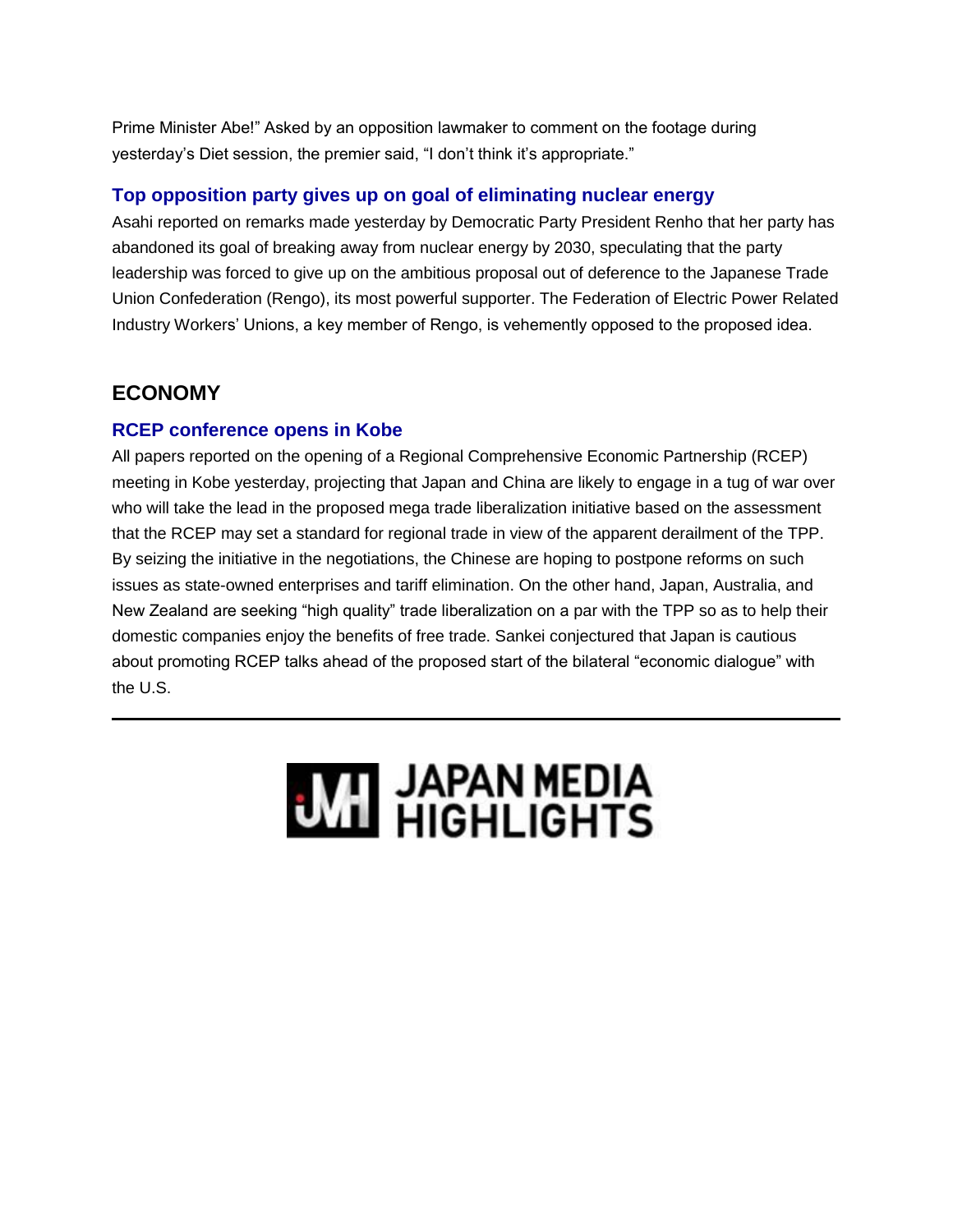Prime Minister Abe!" Asked by an opposition lawmaker to comment on the footage during yesterday's Diet session, the premier said, "I don't think it's appropriate."

### Top opposition party gives up on goal of eliminating nuclear energy

Asahi reported on remarks made yesterday by Democratic Party President Renho that her party has abandoned its goal of breaking away from nuclear energy by 2030, speculating that the party leadership was forced to give up on the ambitious proposal out of deference to the Japanese Trade Union Confederation (Rengo), its most powerful supporter. The Federation of Electric Power Related Industry Workers' Unions, a key member of Rengo, is vehemently opposed to the proposed idea.

## ECONOMY

### RCEP conference opens in Kobe

All papers reported on the opening of a Regional Comprehensive Economic Partnership (RCEP) meeting in Kobe yesterday, projecting that Japan and China are likely to engage in a tug of war over who will take the lead in the proposed mega trade liberalization initiative based on the assessment that the RCEP may set a standard for regional trade in view of the apparent derailment of the TPP. By seizing the initiative in the negotiations, the Chinese are hoping to postpone reforms on such issues as state-owned enterprises and tariff elimination. On the other hand, Japan, Australia, and New Zealand are seeking "high quality" trade liberalization on a par with the TPP so as to help their domestic companies enjoy the benefits of free trade. Sankei conjectured that Japan is cautious about promoting RCEP talks ahead of the proposed start of the bilateral "economic dialogue" with the U.S.

---

JAPAN MEDIA HIGHLIGHTS